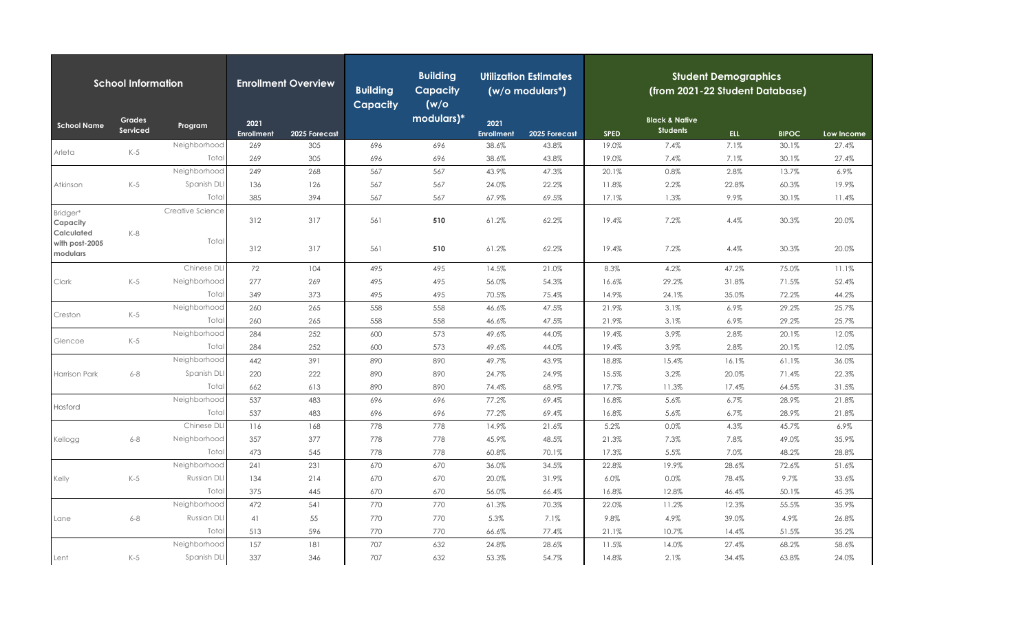| School Information | | | Enrollment Overview | | Building Capacity | Building Capacity (w/o modulars)* | Utilization Estimates (w/o modulars*) | | Student Demographics (from 2021-22 Student Database) | | | | |
|---|---|---|---|---|---|---|---|---|---|---|---|---|---|
| School Name | Grades Serviced | Program | 2021 Enrollment | 2025 Forecast | | | 2021 Enrollment | 2025 Forecast | SPED | Black & Native Students | ELL | BIPOC | Low Income |
| Arleta | K-5 | Neighborhood | 269 | 305 | 696 | 696 | 38.6% | 43.8% | 19.0% | 7.4% | 7.1% | 30.1% | 27.4% |
| | | Total | 269 | 305 | 696 | 696 | 38.6% | 43.8% | 19.0% | 7.4% | 7.1% | 30.1% | 27.4% |
| Atkinson | K-5 | Neighborhood | 249 | 268 | 567 | 567 | 43.9% | 47.3% | 20.1% | 0.8% | 2.8% | 13.7% | 6.9% |
| | | Spanish DLI | 136 | 126 | 567 | 567 | 24.0% | 22.2% | 11.8% | 2.2% | 22.8% | 60.3% | 19.9% |
| | | Total | 385 | 394 | 567 | 567 | 67.9% | 69.5% | 17.1% | 1.3% | 9.9% | 30.1% | 11.4% |
| Bridger* **Capacity Calculated with post-2005 modulars** | K-8 | Creative Science | 312 | 317 | 561 | **510** | 61.2% | 62.2% | 19.4% | 7.2% | 4.4% | 30.3% | 20.0% |
| | | Total | 312 | 317 | 561 | **510** | 61.2% | 62.2% | 19.4% | 7.2% | 4.4% | 30.3% | 20.0% |
| Clark | K-5 | Chinese DLI | 72 | 104 | 495 | 495 | 14.5% | 21.0% | 8.3% | 4.2% | 47.2% | 75.0% | 11.1% |
| | | Neighborhood | 277 | 269 | 495 | 495 | 56.0% | 54.3% | 16.6% | 29.2% | 31.8% | 71.5% | 52.4% |
| | | Total | 349 | 373 | 495 | 495 | 70.5% | 75.4% | 14.9% | 24.1% | 35.0% | 72.2% | 44.2% |
| Creston | K-5 | Neighborhood | 260 | 265 | 558 | 558 | 46.6% | 47.5% | 21.9% | 3.1% | 6.9% | 29.2% | 25.7% |
| | | Total | 260 | 265 | 558 | 558 | 46.6% | 47.5% | 21.9% | 3.1% | 6.9% | 29.2% | 25.7% |
| Glencoe | K-5 | Neighborhood | 284 | 252 | 600 | 573 | 49.6% | 44.0% | 19.4% | 3.9% | 2.8% | 20.1% | 12.0% |
| | | Total | 284 | 252 | 600 | 573 | 49.6% | 44.0% | 19.4% | 3.9% | 2.8% | 20.1% | 12.0% |
| Harrison Park | 6-8 | Neighborhood | 442 | 391 | 890 | 890 | 49.7% | 43.9% | 18.8% | 15.4% | 16.1% | 61.1% | 36.0% |
| | | Spanish DLI | 220 | 222 | 890 | 890 | 24.7% | 24.9% | 15.5% | 3.2% | 20.0% | 71.4% | 22.3% |
| | | Total | 662 | 613 | 890 | 890 | 74.4% | 68.9% | 17.7% | 11.3% | 17.4% | 64.5% | 31.5% |
| Hosford | | Neighborhood | 537 | 483 | 696 | 696 | 77.2% | 69.4% | 16.8% | 5.6% | 6.7% | 28.9% | 21.8% |
| | | Total | 537 | 483 | 696 | 696 | 77.2% | 69.4% | 16.8% | 5.6% | 6.7% | 28.9% | 21.8% |
| Kellogg | 6-8 | Chinese DLI | 116 | 168 | 778 | 778 | 14.9% | 21.6% | 5.2% | 0.0% | 4.3% | 45.7% | 6.9% |
| | | Neighborhood | 357 | 377 | 778 | 778 | 45.9% | 48.5% | 21.3% | 7.3% | 7.8% | 49.0% | 35.9% |
| | | Total | 473 | 545 | 778 | 778 | 60.8% | 70.1% | 17.3% | 5.5% | 7.0% | 48.2% | 28.8% |
| Kelly | K-5 | Neighborhood | 241 | 231 | 670 | 670 | 36.0% | 34.5% | 22.8% | 19.9% | 28.6% | 72.6% | 51.6% |
| | | Russian DLI | 134 | 214 | 670 | 670 | 20.0% | 31.9% | 6.0% | 0.0% | 78.4% | 9.7% | 33.6% |
| | | Total | 375 | 445 | 670 | 670 | 56.0% | 66.4% | 16.8% | 12.8% | 46.4% | 50.1% | 45.3% |
| Lane | 6-8 | Neighborhood | 472 | 541 | 770 | 770 | 61.3% | 70.3% | 22.0% | 11.2% | 12.3% | 55.5% | 35.9% |
| | | Russian DLI | 41 | 55 | 770 | 770 | 5.3% | 7.1% | 9.8% | 4.9% | 39.0% | 4.9% | 26.8% |
| | | Total | 513 | 596 | 770 | 770 | 66.6% | 77.4% | 21.1% | 10.7% | 14.4% | 51.5% | 35.2% |
| Lent | K-5 | Neighborhood | 157 | 181 | 707 | 632 | 24.8% | 28.6% | 11.5% | 14.0% | 27.4% | 68.2% | 58.6% |
| | | Spanish DLI | 337 | 346 | 707 | 632 | 53.3% | 54.7% | 14.8% | 2.1% | 34.4% | 63.8% | 24.0% |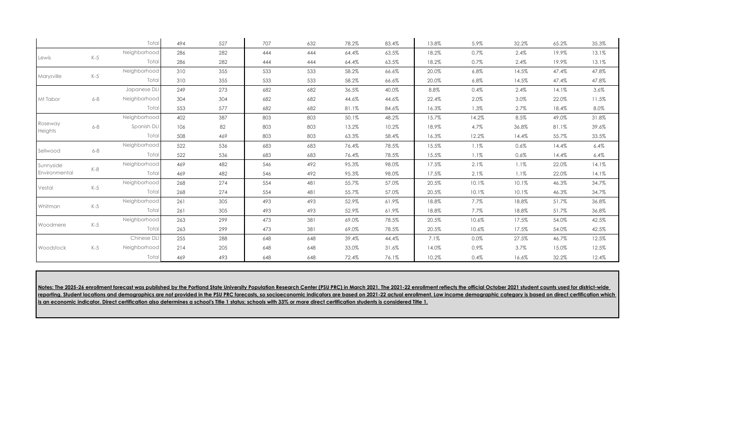| | | | | | | | | | | | | | |
|---|---|---|---|---|---|---|---|---|---|---|---|---|---|
| | | Total | 494 | 527 | 707 | 632 | 78.2% | 83.4% | 13.8% | 5.9% | 32.2% | 65.2% | 35.3% |
| Lewis | K-5 | Neighborhood | 286 | 282 | 444 | 444 | 64.4% | 63.5% | 18.2% | 0.7% | 2.4% | 19.9% | 13.1% |
| | | Total | 286 | 282 | 444 | 444 | 64.4% | 63.5% | 18.2% | 0.7% | 2.4% | 19.9% | 13.1% |
| Marysville | K-5 | Neighborhood | 310 | 355 | 533 | 533 | 58.2% | 66.6% | 20.0% | 6.8% | 14.5% | 47.4% | 47.8% |
| | | Total | 310 | 355 | 533 | 533 | 58.2% | 66.6% | 20.0% | 6.8% | 14.5% | 47.4% | 47.8% |
| Mt Tabor | 6-8 | Japanese DLI | 249 | 273 | 682 | 682 | 36.5% | 40.0% | 8.8% | 0.4% | 2.4% | 14.1% | 3.6% |
| | | Neighborhood | 304 | 304 | 682 | 682 | 44.6% | 44.6% | 22.4% | 2.0% | 3.0% | 22.0% | 11.5% |
| | | Total | 553 | 577 | 682 | 682 | 81.1% | 84.6% | 16.3% | 1.3% | 2.7% | 18.4% | 8.0% |
| Roseway Heights | 6-8 | Neighborhood | 402 | 387 | 803 | 803 | 50.1% | 48.2% | 15.7% | 14.2% | 8.5% | 49.0% | 31.8% |
| | | Spanish DLI | 106 | 82 | 803 | 803 | 13.2% | 10.2% | 18.9% | 4.7% | 36.8% | 81.1% | 39.6% |
| | | Total | 508 | 469 | 803 | 803 | 63.3% | 58.4% | 16.3% | 12.2% | 14.4% | 55.7% | 33.5% |
| Sellwood | 6-8 | Neighborhood | 522 | 536 | 683 | 683 | 76.4% | 78.5% | 15.5% | 1.1% | 0.6% | 14.4% | 6.4% |
| | | Total | 522 | 536 | 683 | 683 | 76.4% | 78.5% | 15.5% | 1.1% | 0.6% | 14.4% | 6.4% |
| Sunnyside Environmental | K-8 | Neighborhood | 469 | 482 | 546 | 492 | 95.3% | 98.0% | 17.5% | 2.1% | 1.1% | 22.0% | 14.1% |
| | | Total | 469 | 482 | 546 | 492 | 95.3% | 98.0% | 17.5% | 2.1% | 1.1% | 22.0% | 14.1% |
| Vestal | K-5 | Neighborhood | 268 | 274 | 554 | 481 | 55.7% | 57.0% | 20.5% | 10.1% | 10.1% | 46.3% | 34.7% |
| | | Total | 268 | 274 | 554 | 481 | 55.7% | 57.0% | 20.5% | 10.1% | 10.1% | 46.3% | 34.7% |
| Whitman | K-5 | Neighborhood | 261 | 305 | 493 | 493 | 52.9% | 61.9% | 18.8% | 7.7% | 18.8% | 51.7% | 36.8% |
| | | Total | 261 | 305 | 493 | 493 | 52.9% | 61.9% | 18.8% | 7.7% | 18.8% | 51.7% | 36.8% |
| Woodmere | K-5 | Neighborhood | 263 | 299 | 473 | 381 | 69.0% | 78.5% | 20.5% | 10.6% | 17.5% | 54.0% | 42.5% |
| | | Total | 263 | 299 | 473 | 381 | 69.0% | 78.5% | 20.5% | 10.6% | 17.5% | 54.0% | 42.5% |
| Woodstock | K-5 | Chinese DLI | 255 | 288 | 648 | 648 | 39.4% | 44.4% | 7.1% | 0.0% | 27.5% | 46.7% | 12.5% |
| | | Neighborhood | 214 | 205 | 648 | 648 | 33.0% | 31.6% | 14.0% | 0.9% | 3.7% | 15.0% | 12.5% |
| | | Total | 469 | 493 | 648 | 648 | 72.4% | 76.1% | 10.2% | 0.4% | 16.6% | 32.2% | 12.4% |

**Notes: The 2025-26 enrollment forecast was published by the Portland State University Population Research Center (PSU PRC) in March 2021. The 2021-22 enrollment reflects the official October 2021 student counts used for district-wide reporting. Student locations and demographics are not provided in the PSU PRC forecasts, so socioeconomic indicators are based on 2021-22 actual enrollment. Low income demographic category is based on direct certification which is an economic indicator. Direct certification also determines a school's Title 1 status; schools with 33% or more direct certification students is considered Title 1.**